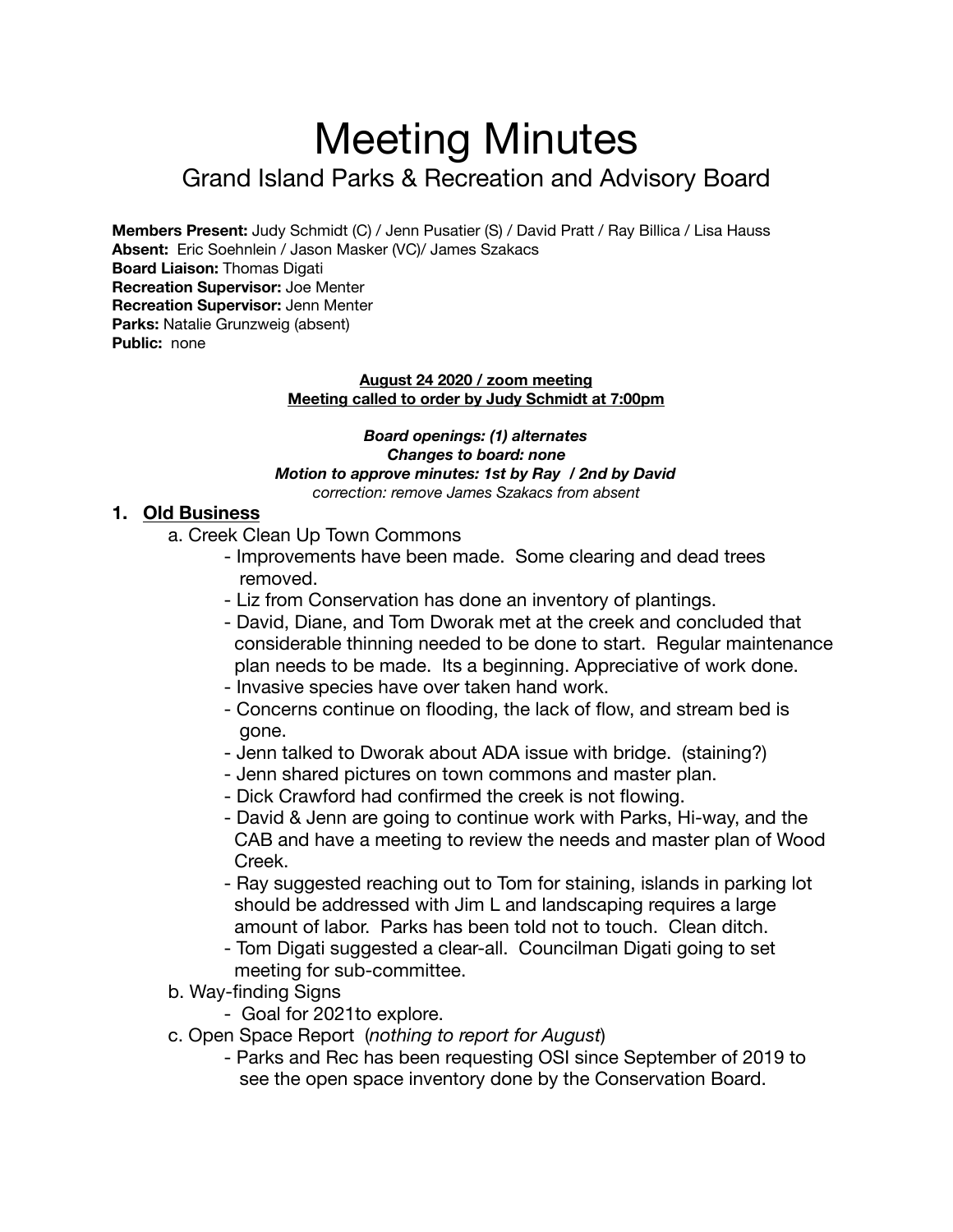# Meeting Minutes

## Grand Island Parks & Recreation and Advisory Board

**Members Present:** Judy Schmidt (C) / Jenn Pusatier (S) / David Pratt / Ray Billica / Lisa Hauss
**Absent:** Eric Soehnlein / Jason Masker (VC)/ James Szakacs
**Board Liaison:** Thomas Digati
**Recreation Supervisor:** Joe Menter
**Recreation Supervisor:** Jenn Menter
**Parks:** Natalie Grunzweig (absent)
**Public:** none

**August 24 2020 / zoom meeting**
**Meeting called to order by Judy Schmidt at 7:00pm**

***Board openings: (1) alternates***
***Changes to board: none***
***Motion to approve minutes: 1st by Ray / 2nd by David***
*correction: remove James Szakacs from absent*

### 1. Old Business

a. Creek Clean Up Town Commons
- Improvements have been made. Some clearing and dead trees removed.
- Liz from Conservation has done an inventory of plantings.
- David, Diane, and Tom Dworak met at the creek and concluded that considerable thinning needed to be done to start. Regular maintenance plan needs to be made. Its a beginning. Appreciative of work done.
- Invasive species have over taken hand work.
- Concerns continue on flooding, the lack of flow, and stream bed is gone.
- Jenn talked to Dworak about ADA issue with bridge. (staining?)
- Jenn shared pictures on town commons and master plan.
- Dick Crawford had confirmed the creek is not flowing.
- David & Jenn are going to continue work with Parks, Hi-way, and the CAB and have a meeting to review the needs and master plan of Wood Creek.
- Ray suggested reaching out to Tom for staining, islands in parking lot should be addressed with Jim L and landscaping requires a large amount of labor. Parks has been told not to touch. Clean ditch.
- Tom Digati suggested a clear-all. Councilman Digati going to set meeting for sub-committee.

b. Way-finding Signs
- Goal for 2021to explore.

c. Open Space Report (*nothing to report for August*)
- Parks and Rec has been requesting OSI since September of 2019 to see the open space inventory done by the Conservation Board.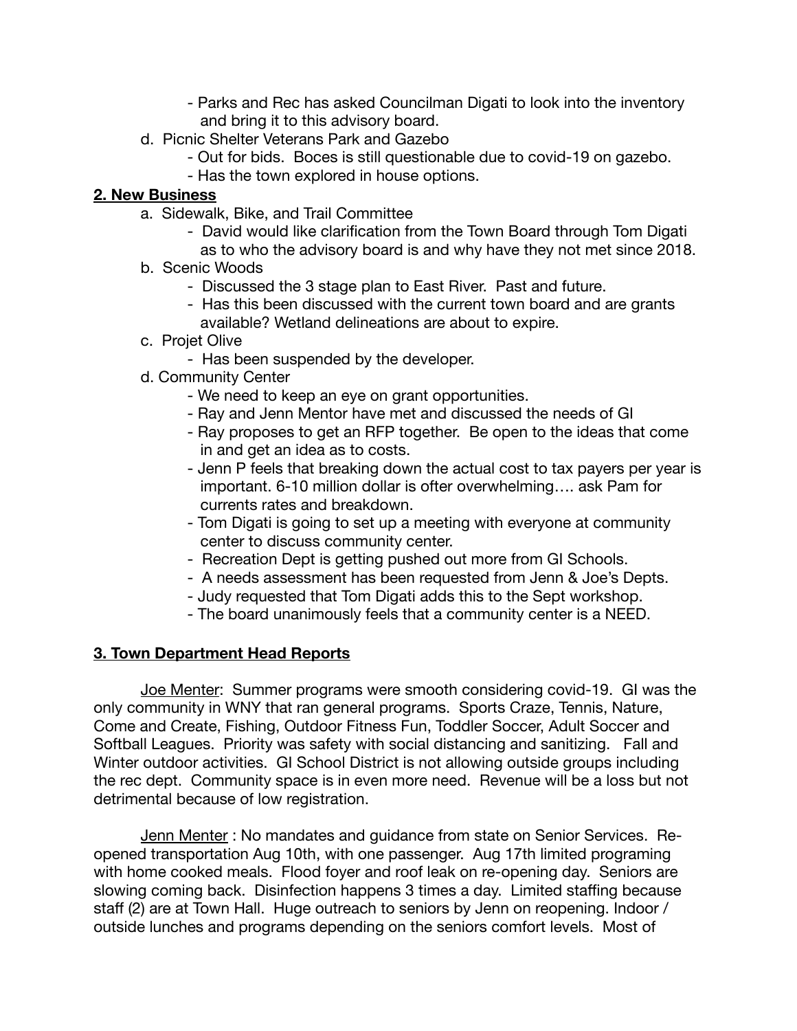- Parks and Rec has asked Councilman Digati to look into the inventory and bring it to this advisory board.

d. Picnic Shelter Veterans Park and Gazebo
  - Out for bids. Boces is still questionable due to covid-19 on gazebo.
  - Has the town explored in house options.

**2. New Business**

a. Sidewalk, Bike, and Trail Committee
  - David would like clarification from the Town Board through Tom Digati as to who the advisory board is and why have they not met since 2018.

b. Scenic Woods
  - Discussed the 3 stage plan to East River. Past and future.
  - Has this been discussed with the current town board and are grants available? Wetland delineations are about to expire.

c. Projet Olive
  - Has been suspended by the developer.

d. Community Center
  - We need to keep an eye on grant opportunities.
  - Ray and Jenn Mentor have met and discussed the needs of GI
  - Ray proposes to get an RFP together. Be open to the ideas that come in and get an idea as to costs.
  - Jenn P feels that breaking down the actual cost to tax payers per year is important. 6-10 million dollar is ofter overwhelming…. ask Pam for currents rates and breakdown.
  - Tom Digati is going to set up a meeting with everyone at community center to discuss community center.
  - Recreation Dept is getting pushed out more from GI Schools.
  - A needs assessment has been requested from Jenn & Joe's Depts.
  - Judy requested that Tom Digati adds this to the Sept workshop.
  - The board unanimously feels that a community center is a NEED.

**3. Town Department Head Reports**

Joe Menter: Summer programs were smooth considering covid-19. GI was the only community in WNY that ran general programs. Sports Craze, Tennis, Nature, Come and Create, Fishing, Outdoor Fitness Fun, Toddler Soccer, Adult Soccer and Softball Leagues. Priority was safety with social distancing and sanitizing. Fall and Winter outdoor activities. GI School District is not allowing outside groups including the rec dept. Community space is in even more need. Revenue will be a loss but not detrimental because of low registration.

Jenn Menter : No mandates and guidance from state on Senior Services. Re-opened transportation Aug 10th, with one passenger. Aug 17th limited programing with home cooked meals. Flood foyer and roof leak on re-opening day. Seniors are slowing coming back. Disinfection happens 3 times a day. Limited staffing because staff (2) are at Town Hall. Huge outreach to seniors by Jenn on reopening. Indoor / outside lunches and programs depending on the seniors comfort levels. Most of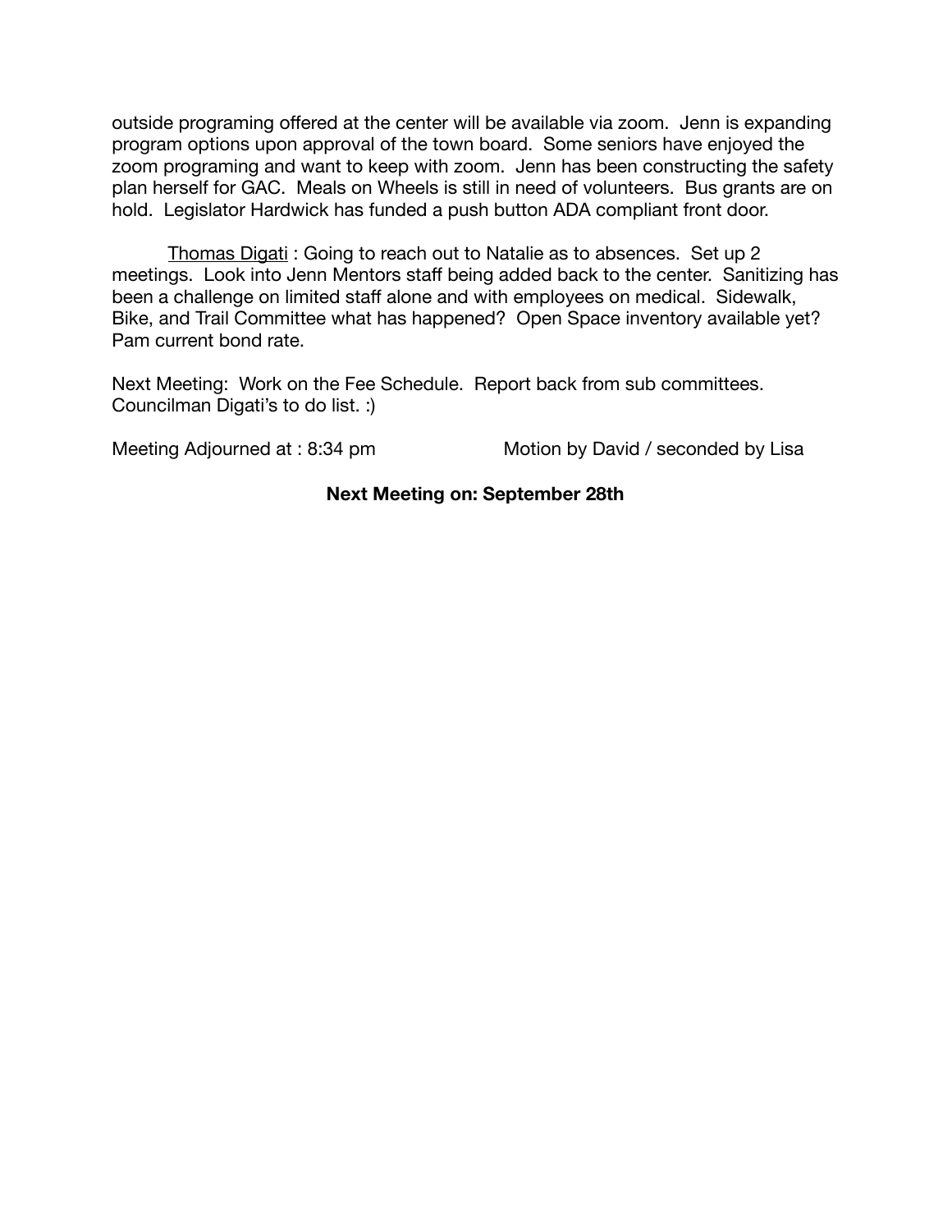outside programing offered at the center will be available via zoom. Jenn is expanding program options upon approval of the town board. Some seniors have enjoyed the zoom programing and want to keep with zoom. Jenn has been constructing the safety plan herself for GAC. Meals on Wheels is still in need of volunteers. Bus grants are on hold. Legislator Hardwick has funded a push button ADA compliant front door.

<u>Thomas Digati</u> : Going to reach out to Natalie as to absences. Set up 2 meetings. Look into Jenn Mentors staff being added back to the center. Sanitizing has been a challenge on limited staff alone and with employees on medical. Sidewalk, Bike, and Trail Committee what has happened? Open Space inventory available yet? Pam current bond rate.

Next Meeting: Work on the Fee Schedule. Report back from sub committees. Councilman Digati's to do list. :)

Meeting Adjourned at : 8:34 pm Motion by David / seconded by Lisa

**Next Meeting on: September 28th**